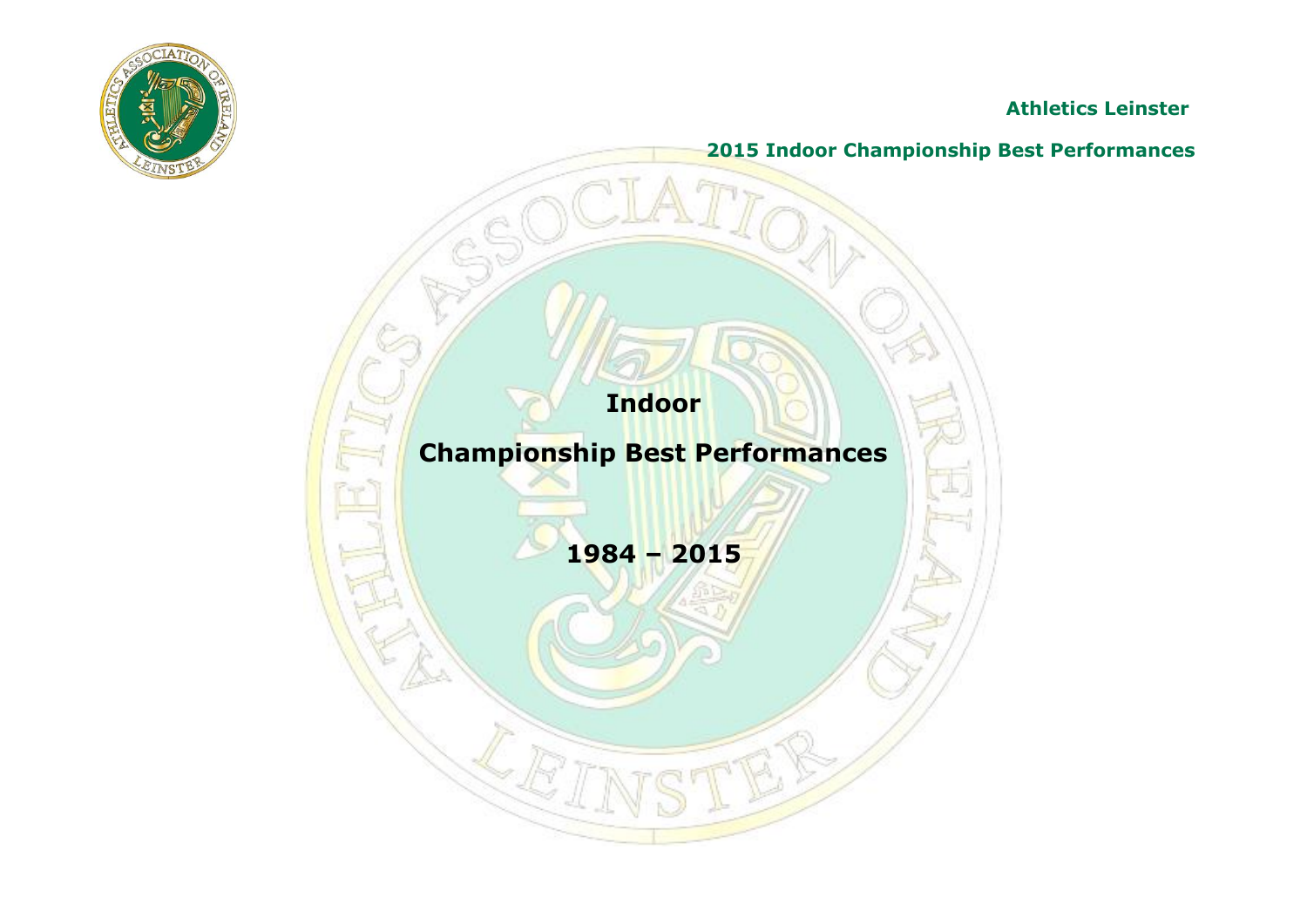**Athletics Leinster**

**2015 Indoor Championship Best Performances**

# Indoor

# Championship Best Performances

# 1984 – 2015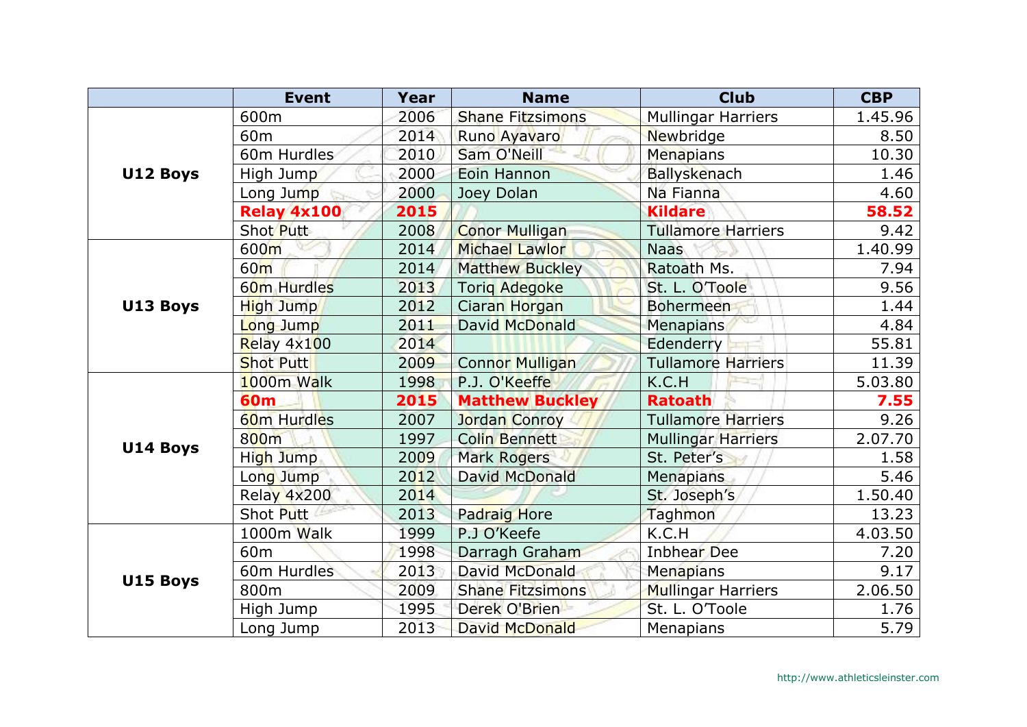| | Event | Year | Name | Club | CBP |
|---|---|---|---|---|---|
| **U12 Boys** | 600m | 2006 | Shane Fitzsimons | Mullingar Harriers | 1.45.96 |
| | 60m | 2014 | Runo Ayavaro | Newbridge | 8.50 |
| | 60m Hurdles | 2010 | Sam O'Neill | Menapians | 10.30 |
| | High Jump | 2000 | Eoin Hannon | Ballyskenach | 1.46 |
| | Long Jump | 2000 | Joey Dolan | Na Fianna | 4.60 |
| | **Relay 4x100** | **2015** | | **Kildare** | **58.52** |
| | Shot Putt | 2008 | Conor Mulligan | Tullamore Harriers | 9.42 |
| **U13 Boys** | 600m | 2014 | Michael Lawlor | Naas | 1.40.99 |
| | 60m | 2014 | Matthew Buckley | Ratoath Ms. | 7.94 |
| | 60m Hurdles | 2013 | Toriq Adegoke | St. L. O'Toole | 9.56 |
| | High Jump | 2012 | Ciaran Horgan | Bohermeen | 1.44 |
| | Long Jump | 2011 | David McDonald | Menapians | 4.84 |
| | Relay 4x100 | 2014 | | Edenderry | 55.81 |
| | Shot Putt | 2009 | Connor Mulligan | Tullamore Harriers | 11.39 |
| **U14 Boys** | 1000m Walk | 1998 | P.J. O'Keeffe | K.C.H | 5.03.80 |
| | **60m** | **2015** | **Matthew Buckley** | **Ratoath** | **7.55** |
| | 60m Hurdles | 2007 | Jordan Conroy | Tullamore Harriers | 9.26 |
| | 800m | 1997 | Colin Bennett | Mullingar Harriers | 2.07.70 |
| | High Jump | 2009 | Mark Rogers | St. Peter's | 1.58 |
| | Long Jump | 2012 | David McDonald | Menapians | 5.46 |
| | Relay 4x200 | 2014 | | St. Joseph's | 1.50.40 |
| | Shot Putt | 2013 | Padraig Hore | Taghmon | 13.23 |
| **U15 Boys** | 1000m Walk | 1999 | P.J O'Keefe | K.C.H | 4.03.50 |
| | 60m | 1998 | Darragh Graham | Inbhear Dee | 7.20 |
| | 60m Hurdles | 2013 | David McDonald | Menapians | 9.17 |
| | 800m | 2009 | Shane Fitzsimons | Mullingar Harriers | 2.06.50 |
| | High Jump | 1995 | Derek O'Brien | St. L. O'Toole | 1.76 |
| | Long Jump | 2013 | David McDonald | Menapians | 5.79 |

http://www.athleticsleinster.com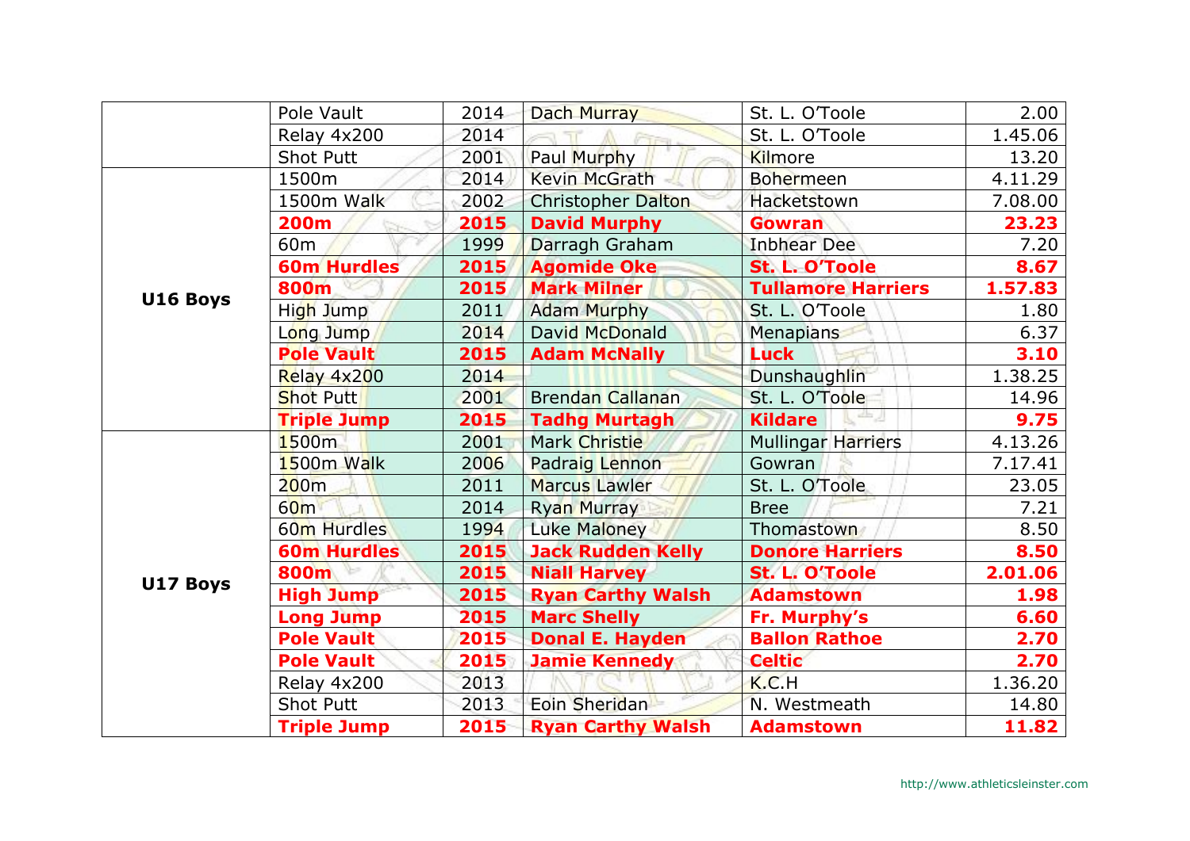| | | | | | |
|---|---|---|---|---|---|
| | Pole Vault | 2014 | Dach Murray | St. L. O'Toole | 2.00 |
| | Relay 4x200 | 2014 | | St. L. O'Toole | 1.45.06 |
| | Shot Putt | 2001 | Paul Murphy | Kilmore | 13.20 |
| **U16 Boys** | 1500m | 2014 | Kevin McGrath | Bohermeen | 4.11.29 |
| | 1500m Walk | 2002 | Christopher Dalton | Hacketstown | 7.08.00 |
| | **200m** | **2015** | **David Murphy** | **Gowran** | **23.23** |
| | 60m | 1999 | Darragh Graham | Inbhear Dee | 7.20 |
| | **60m Hurdles** | **2015** | **Agomide Oke** | **St. L. O'Toole** | **8.67** |
| | **800m** | **2015** | **Mark Milner** | **Tullamore Harriers** | **1.57.83** |
| | High Jump | 2011 | Adam Murphy | St. L. O'Toole | 1.80 |
| | Long Jump | 2014 | David McDonald | Menapians | 6.37 |
| | **Pole Vault** | **2015** | **Adam McNally** | **Luck** | **3.10** |
| | Relay 4x200 | 2014 | | Dunshaughlin | 1.38.25 |
| | Shot Putt | 2001 | Brendan Callanan | St. L. O'Toole | 14.96 |
| | **Triple Jump** | **2015** | **Tadhg Murtagh** | **Kildare** | **9.75** |
| **U17 Boys** | 1500m | 2001 | Mark Christie | Mullingar Harriers | 4.13.26 |
| | 1500m Walk | 2006 | Padraig Lennon | Gowran | 7.17.41 |
| | 200m | 2011 | Marcus Lawler | St. L. O'Toole | 23.05 |
| | 60m | 2014 | Ryan Murray | Bree | 7.21 |
| | 60m Hurdles | 1994 | Luke Maloney | Thomastown | 8.50 |
| | **60m Hurdles** | **2015** | **Jack Rudden Kelly** | **Donore Harriers** | **8.50** |
| | **800m** | **2015** | **Niall Harvey** | **St. L. O'Toole** | **2.01.06** |
| | **High Jump** | **2015** | **Ryan Carthy Walsh** | **Adamstown** | **1.98** |
| | **Long Jump** | **2015** | **Marc Shelly** | **Fr. Murphy's** | **6.60** |
| | **Pole Vault** | **2015** | **Donal E. Hayden** | **Ballon Rathoe** | **2.70** |
| | **Pole Vault** | **2015** | **Jamie Kennedy** | **Celtic** | **2.70** |
| | Relay 4x200 | 2013 | | K.C.H | 1.36.20 |
| | Shot Putt | 2013 | Eoin Sheridan | N. Westmeath | 14.80 |
| | **Triple Jump** | **2015** | **Ryan Carthy Walsh** | **Adamstown** | **11.82** |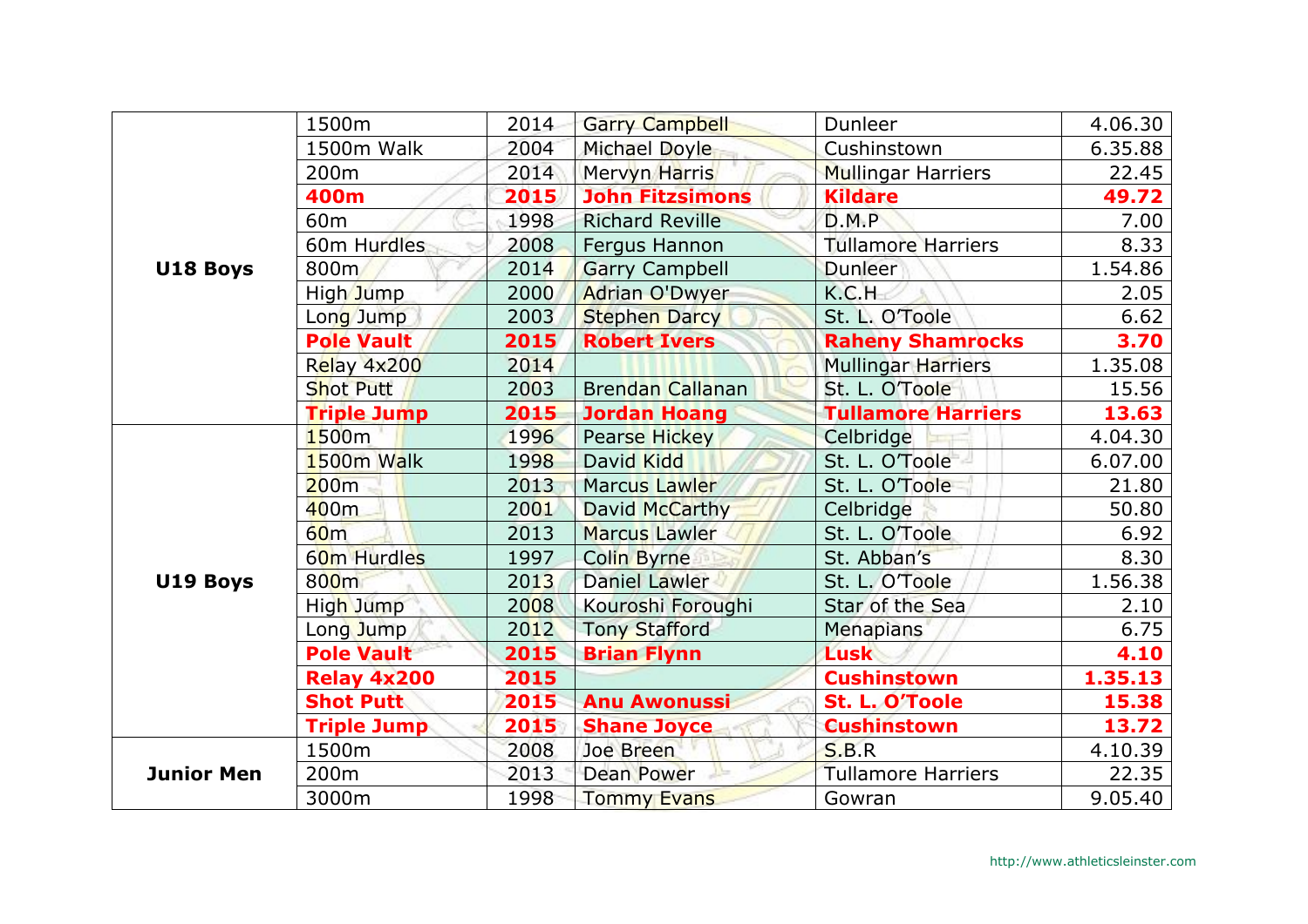| | | | | | |
|---|---|---|---|---|---|
| **U18 Boys** | 1500m | 2014 | Garry Campbell | Dunleer | 4.06.30 |
| | 1500m Walk | 2004 | Michael Doyle | Cushinstown | 6.35.88 |
| | 200m | 2014 | Mervyn Harris | Mullingar Harriers | 22.45 |
| | **400m** | **2015** | **John Fitzsimons** | **Kildare** | **49.72** |
| | 60m | 1998 | Richard Reville | D.M.P | 7.00 |
| | 60m Hurdles | 2008 | Fergus Hannon | Tullamore Harriers | 8.33 |
| | 800m | 2014 | Garry Campbell | Dunleer | 1.54.86 |
| | High Jump | 2000 | Adrian O'Dwyer | K.C.H | 2.05 |
| | Long Jump | 2003 | Stephen Darcy | St. L. O'Toole | 6.62 |
| | **Pole Vault** | **2015** | **Robert Ivers** | **Raheny Shamrocks** | **3.70** |
| | Relay 4x200 | 2014 | | Mullingar Harriers | 1.35.08 |
| | Shot Putt | 2003 | Brendan Callanan | St. L. O'Toole | 15.56 |
| | **Triple Jump** | **2015** | **Jordan Hoang** | **Tullamore Harriers** | **13.63** |
| **U19 Boys** | 1500m | 1996 | Pearse Hickey | Celbridge | 4.04.30 |
| | 1500m Walk | 1998 | David Kidd | St. L. O'Toole | 6.07.00 |
| | 200m | 2013 | Marcus Lawler | St. L. O'Toole | 21.80 |
| | 400m | 2001 | David McCarthy | Celbridge | 50.80 |
| | 60m | 2013 | Marcus Lawler | St. L. O'Toole | 6.92 |
| | 60m Hurdles | 1997 | Colin Byrne | St. Abban's | 8.30 |
| | 800m | 2013 | Daniel Lawler | St. L. O'Toole | 1.56.38 |
| | High Jump | 2008 | Kouroshi Foroughi | Star of the Sea | 2.10 |
| | Long Jump | 2012 | Tony Stafford | Menapians | 6.75 |
| | **Pole Vault** | **2015** | **Brian Flynn** | **Lusk** | **4.10** |
| | **Relay 4x200** | **2015** | | **Cushinstown** | **1.35.13** |
| | **Shot Putt** | **2015** | **Anu Awonussi** | **St. L. O'Toole** | **15.38** |
| | **Triple Jump** | **2015** | **Shane Joyce** | **Cushinstown** | **13.72** |
| **Junior Men** | 1500m | 2008 | Joe Breen | S.B.R | 4.10.39 |
| | 200m | 2013 | Dean Power | Tullamore Harriers | 22.35 |
| | 3000m | 1998 | Tommy Evans | Gowran | 9.05.40 |

http://www.athleticsleinster.com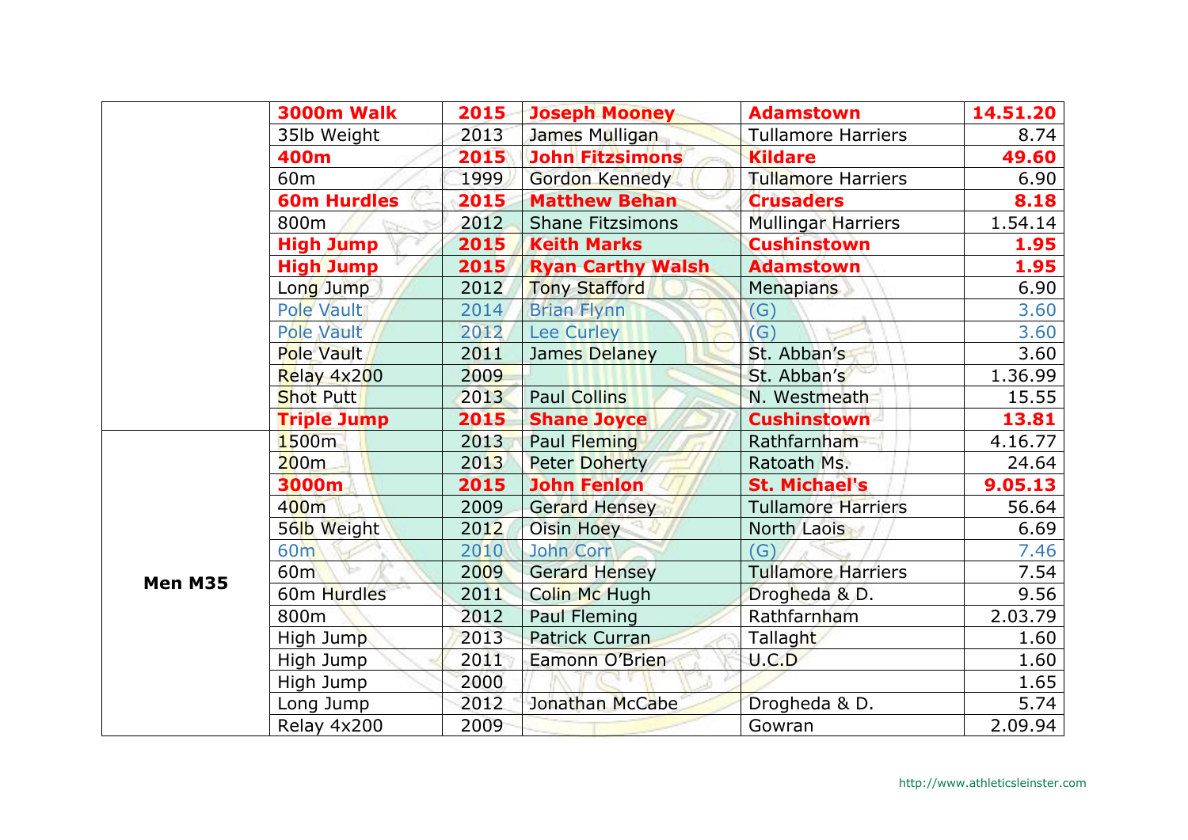| | | | | | |
|---|---|---|---|---|---|
| | **3000m Walk** | **2015** | **Joseph Mooney** | **Adamstown** | **14.51.20** |
| | 35lb Weight | 2013 | James Mulligan | Tullamore Harriers | 8.74 |
| | **400m** | **2015** | **John Fitzsimons** | **Kildare** | **49.60** |
| | 60m | 1999 | Gordon Kennedy | Tullamore Harriers | 6.90 |
| | **60m Hurdles** | **2015** | **Matthew Behan** | **Crusaders** | **8.18** |
| | 800m | 2012 | Shane Fitzsimons | Mullingar Harriers | 1.54.14 |
| | **High Jump** | **2015** | **Keith Marks** | **Cushinstown** | **1.95** |
| | **High Jump** | **2015** | **Ryan Carthy Walsh** | **Adamstown** | **1.95** |
| | Long Jump | 2012 | Tony Stafford | Menapians | 6.90 |
| | Pole Vault | 2014 | Brian Flynn | (G) | 3.60 |
| | Pole Vault | 2012 | Lee Curley | (G) | 3.60 |
| | Pole Vault | 2011 | James Delaney | St. Abban's | 3.60 |
| | Relay 4x200 | 2009 | | St. Abban's | 1.36.99 |
| | Shot Putt | 2013 | Paul Collins | N. Westmeath | 15.55 |
| | **Triple Jump** | **2015** | **Shane Joyce** | **Cushinstown** | **13.81** |
| **Men M35** | 1500m | 2013 | Paul Fleming | Rathfarnham | 4.16.77 |
| | 200m | 2013 | Peter Doherty | Ratoath Ms. | 24.64 |
| | **3000m** | **2015** | **John Fenlon** | **St. Michael's** | **9.05.13** |
| | 400m | 2009 | Gerard Hensey | Tullamore Harriers | 56.64 |
| | 56lb Weight | 2012 | Oisin Hoey | North Laois | 6.69 |
| | 60m | 2010 | John Corr | (G) | 7.46 |
| | 60m | 2009 | Gerard Hensey | Tullamore Harriers | 7.54 |
| | 60m Hurdles | 2011 | Colin Mc Hugh | Drogheda & D. | 9.56 |
| | 800m | 2012 | Paul Fleming | Rathfarnham | 2.03.79 |
| | High Jump | 2013 | Patrick Curran | Tallaght | 1.60 |
| | High Jump | 2011 | Eamonn O'Brien | U.C.D | 1.60 |
| | High Jump | 2000 | | | 1.65 |
| | Long Jump | 2012 | Jonathan McCabe | Drogheda & D. | 5.74 |
| | Relay 4x200 | 2009 | | Gowran | 2.09.94 |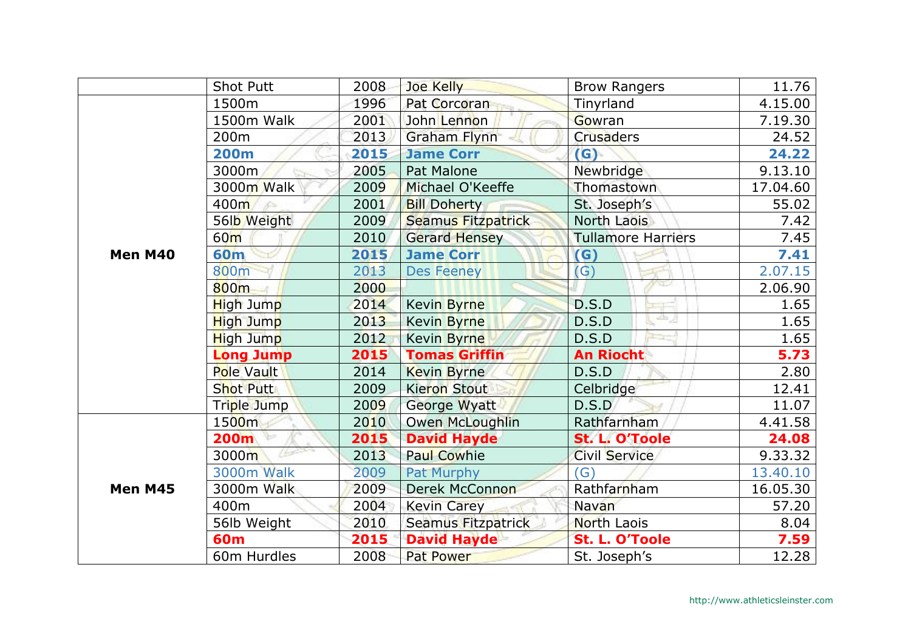| | | | | | |
|---|---|---|---|---|---|
| | Shot Putt | 2008 | Joe Kelly | Brow Rangers | 11.76 |
| Men M40 | 1500m | 1996 | Pat Corcoran | Tinyrland | 4.15.00 |
| | 1500m Walk | 2001 | John Lennon | Gowran | 7.19.30 |
| | 200m | 2013 | Graham Flynn | Crusaders | 24.52 |
| | **200m** | **2015** | **Jame Corr** | **(G)** | **24.22** |
| | 3000m | 2005 | Pat Malone | Newbridge | 9.13.10 |
| | 3000m Walk | 2009 | Michael O'Keeffe | Thomastown | 17.04.60 |
| | 400m | 2001 | Bill Doherty | St. Joseph's | 55.02 |
| | 56lb Weight | 2009 | Seamus Fitzpatrick | North Laois | 7.42 |
| | 60m | 2010 | Gerard Hensey | Tullamore Harriers | 7.45 |
| | **60m** | **2015** | **Jame Corr** | **(G)** | **7.41** |
| | 800m | 2013 | Des Feeney | (G) | 2.07.15 |
| | 800m | 2000 | | | 2.06.90 |
| | High Jump | 2014 | Kevin Byrne | D.S.D | 1.65 |
| | High Jump | 2013 | Kevin Byrne | D.S.D | 1.65 |
| | High Jump | 2012 | Kevin Byrne | D.S.D | 1.65 |
| | **Long Jump** | **2015** | **Tomas Griffin** | **An Riocht** | **5.73** |
| | Pole Vault | 2014 | Kevin Byrne | D.S.D | 2.80 |
| | Shot Putt | 2009 | Kieron Stout | Celbridge | 12.41 |
| | Triple Jump | 2009 | George Wyatt | D.S.D | 11.07 |
| Men M45 | 1500m | 2010 | Owen McLoughlin | Rathfarnham | 4.41.58 |
| | **200m** | **2015** | **David Hayde** | **St. L. O'Toole** | **24.08** |
| | 3000m | 2013 | Paul Cowhie | Civil Service | 9.33.32 |
| | 3000m Walk | 2009 | Pat Murphy | (G) | 13.40.10 |
| | 3000m Walk | 2009 | Derek McConnon | Rathfarnham | 16.05.30 |
| | 400m | 2004 | Kevin Carey | Navan | 57.20 |
| | 56lb Weight | 2010 | Seamus Fitzpatrick | North Laois | 8.04 |
| | **60m** | **2015** | **David Hayde** | **St. L. O'Toole** | **7.59** |
| | 60m Hurdles | 2008 | Pat Power | St. Joseph's | 12.28 |

http://www.athleticsleinster.com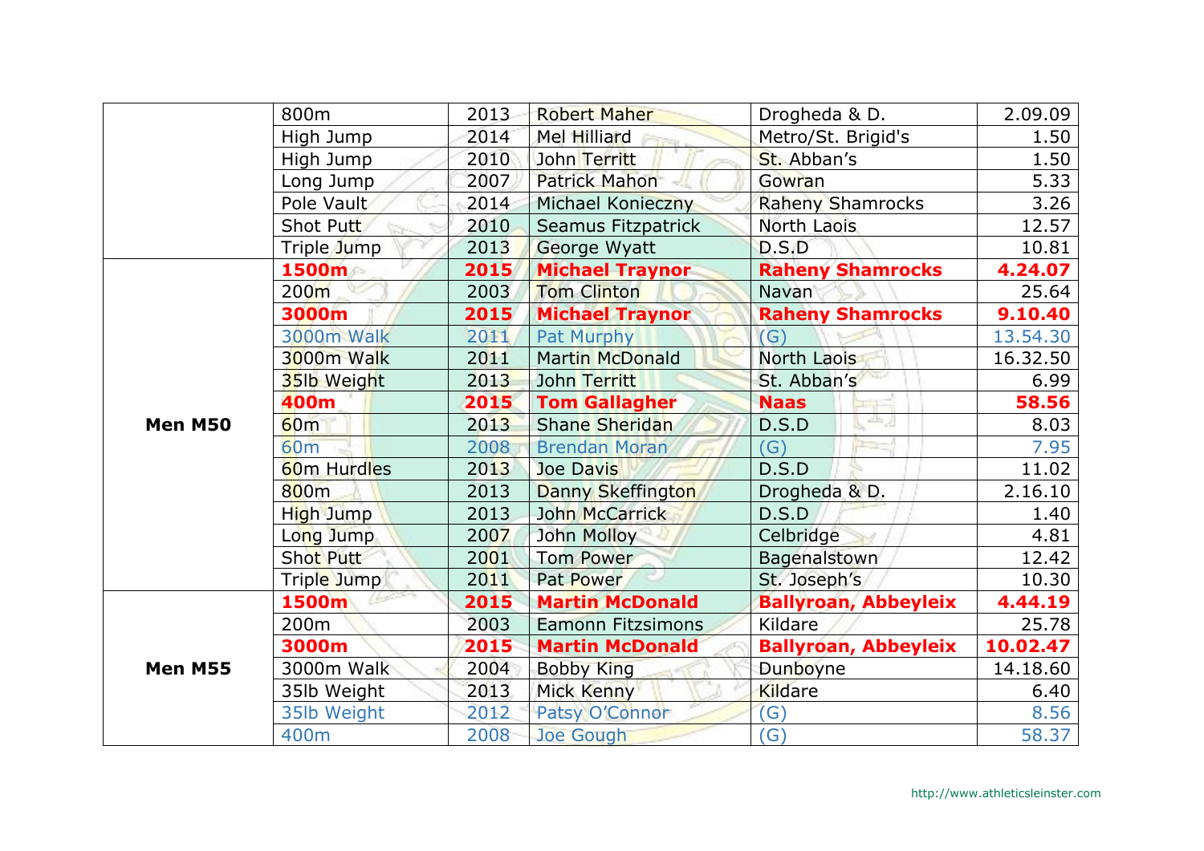|  | Event | Year | Name | Club | Performance |
|---|---|---|---|---|---|
|  | 800m | 2013 | Robert Maher | Drogheda & D. | 2.09.09 |
|  | High Jump | 2014 | Mel Hilliard | Metro/St. Brigid's | 1.50 |
|  | High Jump | 2010 | John Territt | St. Abban's | 1.50 |
|  | Long Jump | 2007 | Patrick Mahon | Gowran | 5.33 |
|  | Pole Vault | 2014 | Michael Konieczny | Raheny Shamrocks | 3.26 |
|  | Shot Putt | 2010 | Seamus Fitzpatrick | North Laois | 12.57 |
|  | Triple Jump | 2013 | George Wyatt | D.S.D | 10.81 |
| **Men M50** | **1500m** | **2015** | **Michael Traynor** | **Raheny Shamrocks** | **4.24.07** |
|  | 200m | 2003 | Tom Clinton | Navan | 25.64 |
|  | **3000m** | **2015** | **Michael Traynor** | **Raheny Shamrocks** | **9.10.40** |
|  | 3000m Walk | 2011 | Pat Murphy | (G) | 13.54.30 |
|  | 3000m Walk | 2011 | Martin McDonald | North Laois | 16.32.50 |
|  | 35lb Weight | 2013 | John Territt | St. Abban's | 6.99 |
|  | **400m** | **2015** | **Tom Gallagher** | **Naas** | **58.56** |
|  | 60m | 2013 | Shane Sheridan | D.S.D | 8.03 |
|  | 60m | 2008 | Brendan Moran | (G) | 7.95 |
|  | 60m Hurdles | 2013 | Joe Davis | D.S.D | 11.02 |
|  | 800m | 2013 | Danny Skeffington | Drogheda & D. | 2.16.10 |
|  | High Jump | 2013 | John McCarrick | D.S.D | 1.40 |
|  | Long Jump | 2007 | John Molloy | Celbridge | 4.81 |
|  | Shot Putt | 2001 | Tom Power | Bagenalstown | 12.42 |
|  | Triple Jump | 2011 | Pat Power | St. Joseph's | 10.30 |
| **Men M55** | **1500m** | **2015** | **Martin McDonald** | **Ballyroan, Abbeyleix** | **4.44.19** |
|  | 200m | 2003 | Eamonn Fitzsimons | Kildare | 25.78 |
|  | **3000m** | **2015** | **Martin McDonald** | **Ballyroan, Abbeyleix** | **10.02.47** |
|  | 3000m Walk | 2004 | Bobby King | Dunboyne | 14.18.60 |
|  | 35lb Weight | 2013 | Mick Kenny | Kildare | 6.40 |
|  | 35lb Weight | 2012 | Patsy O'Connor | (G) | 8.56 |
|  | 400m | 2008 | Joe Gough | (G) | 58.37 |

http://www.athleticsleinster.com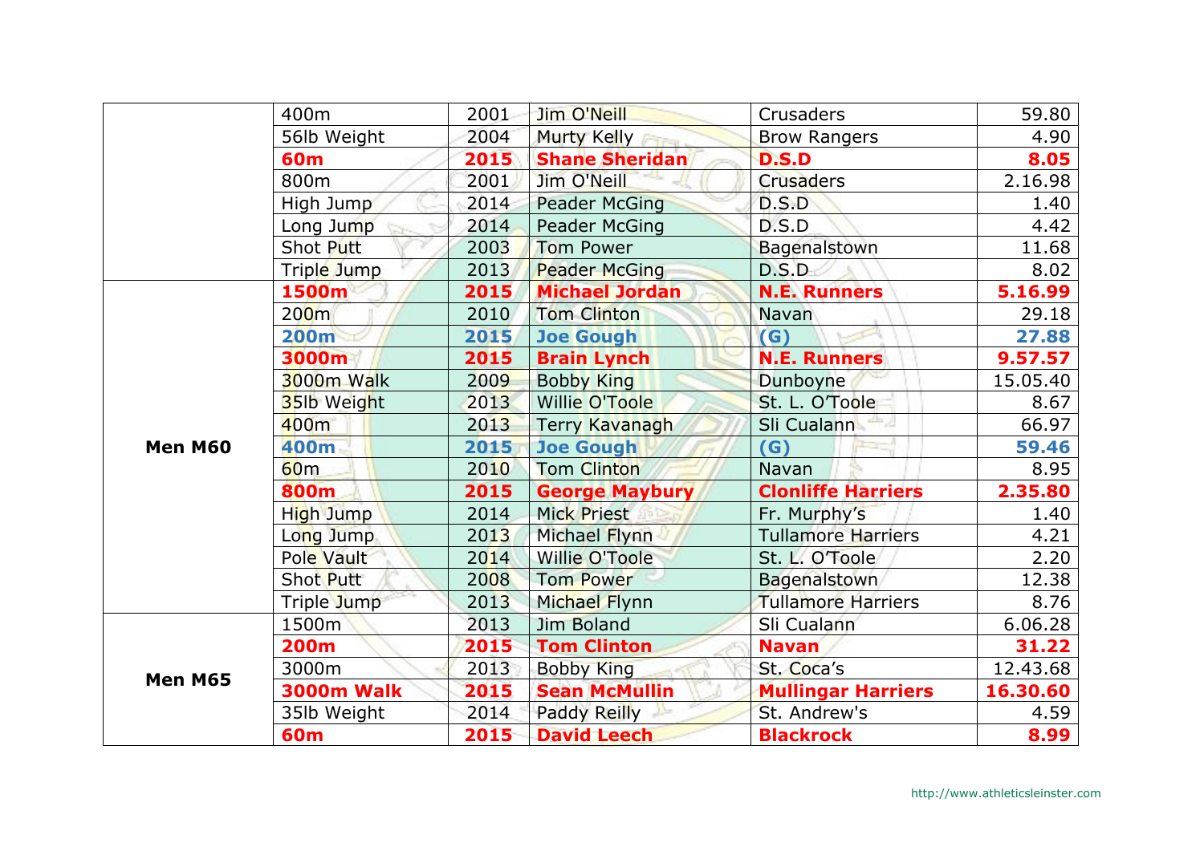|  | 400m | 2001 | Jim O'Neill | Crusaders | 59.80 |
|---|---|---|---|---|---|
|  | 56lb Weight | 2004 | Murty Kelly | Brow Rangers | 4.90 |
|  | **60m** | **2015** | **Shane Sheridan** | **D.S.D** | **8.05** |
|  | 800m | 2001 | Jim O'Neill | Crusaders | 2.16.98 |
|  | High Jump | 2014 | Peader McGing | D.S.D | 1.40 |
|  | Long Jump | 2014 | Peader McGing | D.S.D | 4.42 |
|  | Shot Putt | 2003 | Tom Power | Bagenalstown | 11.68 |
|  | Triple Jump | 2013 | Peader McGing | D.S.D | 8.02 |
| **Men M60** | **1500m** | **2015** | **Michael Jordan** | **N.E. Runners** | **5.16.99** |
|  | 200m | 2010 | Tom Clinton | Navan | 29.18 |
|  | **200m** | **2015** | **Joe Gough** | **(G)** | **27.88** |
|  | **3000m** | **2015** | **Brain Lynch** | **N.E. Runners** | **9.57.57** |
|  | 3000m Walk | 2009 | Bobby King | Dunboyne | 15.05.40 |
|  | 35lb Weight | 2013 | Willie O'Toole | St. L. O'Toole | 8.67 |
|  | 400m | 2013 | Terry Kavanagh | Sli Cualann | 66.97 |
|  | **400m** | **2015** | **Joe Gough** | **(G)** | **59.46** |
|  | 60m | 2010 | Tom Clinton | Navan | 8.95 |
|  | **800m** | **2015** | **George Maybury** | **Clonliffe Harriers** | **2.35.80** |
|  | High Jump | 2014 | Mick Priest | Fr. Murphy's | 1.40 |
|  | Long Jump | 2013 | Michael Flynn | Tullamore Harriers | 4.21 |
|  | Pole Vault | 2014 | Willie O'Toole | St. L. O'Toole | 2.20 |
|  | Shot Putt | 2008 | Tom Power | Bagenalstown | 12.38 |
|  | Triple Jump | 2013 | Michael Flynn | Tullamore Harriers | 8.76 |
| **Men M65** | 1500m | 2013 | Jim Boland | Sli Cualann | 6.06.28 |
|  | **200m** | **2015** | **Tom Clinton** | **Navan** | **31.22** |
|  | 3000m | 2013 | Bobby King | St. Coca's | 12.43.68 |
|  | **3000m Walk** | **2015** | **Sean McMullin** | **Mullingar Harriers** | **16.30.60** |
|  | 35lb Weight | 2014 | Paddy Reilly | St. Andrew's | 4.59 |
|  | **60m** | **2015** | **David Leech** | **Blackrock** | **8.99** |

http://www.athleticsleinster.com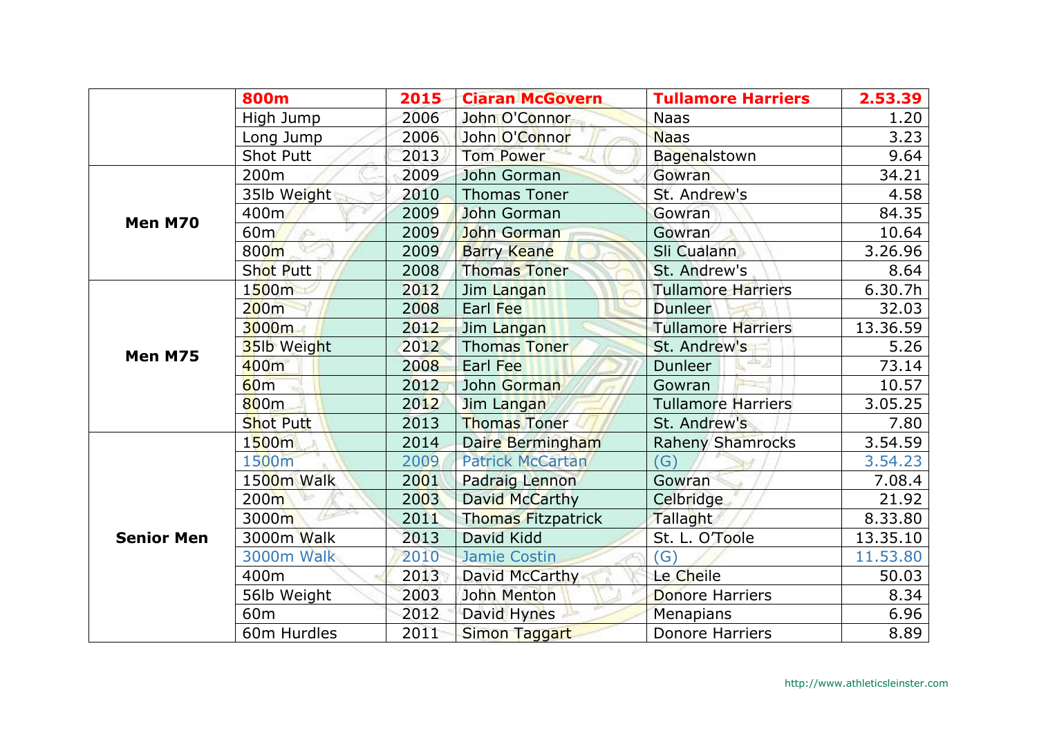| | Event | Year | Name | Club | Performance |
|---|---|---|---|---|---|
| | **800m** | **2015** | **Ciaran McGovern** | **Tullamore Harriers** | **2.53.39** |
| | High Jump | 2006 | John O'Connor | Naas | 1.20 |
| | Long Jump | 2006 | John O'Connor | Naas | 3.23 |
| | Shot Putt | 2013 | Tom Power | Bagenalstown | 9.64 |
| **Men M70** | 200m | 2009 | John Gorman | Gowran | 34.21 |
| | 35lb Weight | 2010 | Thomas Toner | St. Andrew's | 4.58 |
| | 400m | 2009 | John Gorman | Gowran | 84.35 |
| | 60m | 2009 | John Gorman | Gowran | 10.64 |
| | 800m | 2009 | Barry Keane | Sli Cualann | 3.26.96 |
| | Shot Putt | 2008 | Thomas Toner | St. Andrew's | 8.64 |
| **Men M75** | 1500m | 2012 | Jim Langan | Tullamore Harriers | 6.30.7h |
| | 200m | 2008 | Earl Fee | Dunleer | 32.03 |
| | 3000m | 2012 | Jim Langan | Tullamore Harriers | 13.36.59 |
| | 35lb Weight | 2012 | Thomas Toner | St. Andrew's | 5.26 |
| | 400m | 2008 | Earl Fee | Dunleer | 73.14 |
| | 60m | 2012 | John Gorman | Gowran | 10.57 |
| | 800m | 2012 | Jim Langan | Tullamore Harriers | 3.05.25 |
| | Shot Putt | 2013 | Thomas Toner | St. Andrew's | 7.80 |
| **Senior Men** | 1500m | 2014 | Daire Bermingham | Raheny Shamrocks | 3.54.59 |
| | 1500m | 2009 | Patrick McCartan | (G) | 3.54.23 |
| | 1500m Walk | 2001 | Padraig Lennon | Gowran | 7.08.4 |
| | 200m | 2003 | David McCarthy | Celbridge | 21.92 |
| | 3000m | 2011 | Thomas Fitzpatrick | Tallaght | 8.33.80 |
| | 3000m Walk | 2013 | David Kidd | St. L. O'Toole | 13.35.10 |
| | 3000m Walk | 2010 | Jamie Costin | (G) | 11.53.80 |
| | 400m | 2013 | David McCarthy | Le Cheile | 50.03 |
| | 56lb Weight | 2003 | John Menton | Donore Harriers | 8.34 |
| | 60m | 2012 | David Hynes | Menapians | 6.96 |
| | 60m Hurdles | 2011 | Simon Taggart | Donore Harriers | 8.89 |

http://www.athleticsleinster.com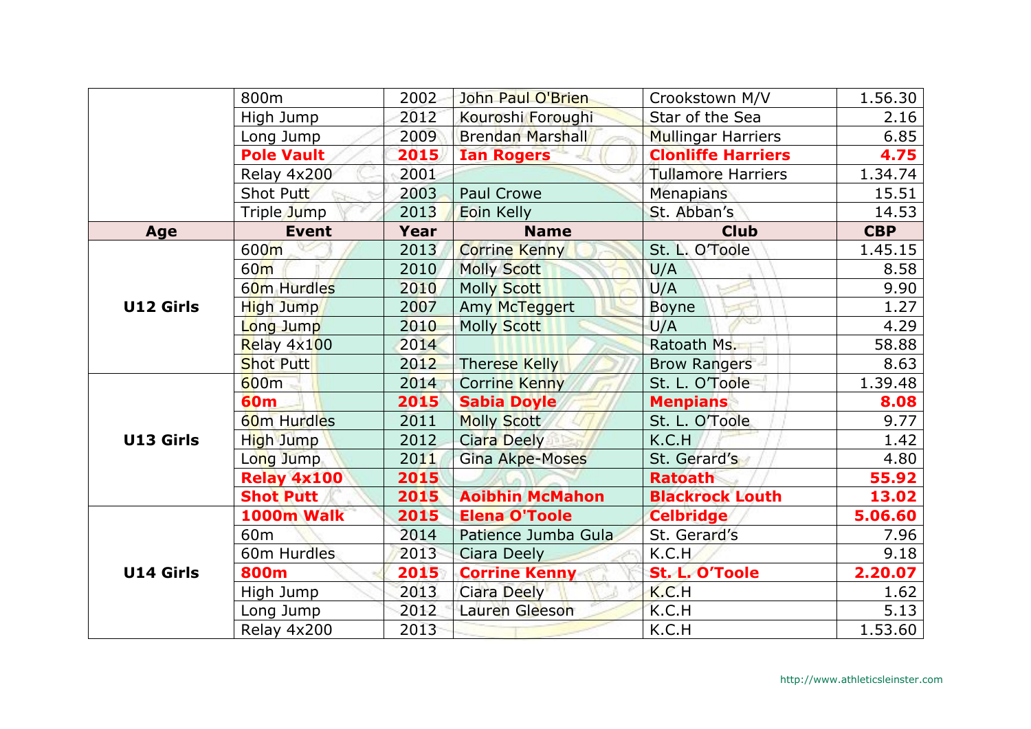| | 800m | 2002 | John Paul O'Brien | Crookstown M/V | 1.56.30 |
|---|---|---|---|---|---|
| | High Jump | 2012 | Kouroshi Foroughi | Star of the Sea | 2.16 |
| | Long Jump | 2009 | Brendan Marshall | Mullingar Harriers | 6.85 |
| | **Pole Vault** | **2015** | **Ian Rogers** | **Clonliffe Harriers** | **4.75** |
| | Relay 4x200 | 2001 | | Tullamore Harriers | 1.34.74 |
| | Shot Putt | 2003 | Paul Crowe | Menapians | 15.51 |
| | Triple Jump | 2013 | Eoin Kelly | St. Abban's | 14.53 |
| **Age** | **Event** | **Year** | **Name** | **Club** | **CBP** |
| **U12 Girls** | 600m | 2013 | Corrine Kenny | St. L. O'Toole | 1.45.15 |
| | 60m | 2010 | Molly Scott | U/A | 8.58 |
| | 60m Hurdles | 2010 | Molly Scott | U/A | 9.90 |
| | High Jump | 2007 | Amy McTeggert | Boyne | 1.27 |
| | Long Jump | 2010 | Molly Scott | U/A | 4.29 |
| | Relay 4x100 | 2014 | | Ratoath Ms. | 58.88 |
| | Shot Putt | 2012 | Therese Kelly | Brow Rangers | 8.63 |
| **U13 Girls** | 600m | 2014 | Corrine Kenny | St. L. O'Toole | 1.39.48 |
| | **60m** | **2015** | **Sabia Doyle** | **Menpians** | **8.08** |
| | 60m Hurdles | 2011 | Molly Scott | St. L. O'Toole | 9.77 |
| | High Jump | 2012 | Ciara Deely | K.C.H | 1.42 |
| | Long Jump | 2011 | Gina Akpe-Moses | St. Gerard's | 4.80 |
| | **Relay 4x100** | **2015** | | **Ratoath** | **55.92** |
| | **Shot Putt** | **2015** | **Aoibhin McMahon** | **Blackrock Louth** | **13.02** |
| **U14 Girls** | **1000m Walk** | **2015** | **Elena O'Toole** | **Celbridge** | **5.06.60** |
| | 60m | 2014 | Patience Jumba Gula | St. Gerard's | 7.96 |
| | 60m Hurdles | 2013 | Ciara Deely | K.C.H | 9.18 |
| | **800m** | **2015** | **Corrine Kenny** | **St. L. O'Toole** | **2.20.07** |
| | High Jump | 2013 | Ciara Deely | K.C.H | 1.62 |
| | Long Jump | 2012 | Lauren Gleeson | K.C.H | 5.13 |
| | Relay 4x200 | 2013 | | K.C.H | 1.53.60 |

http://www.athleticsleinster.com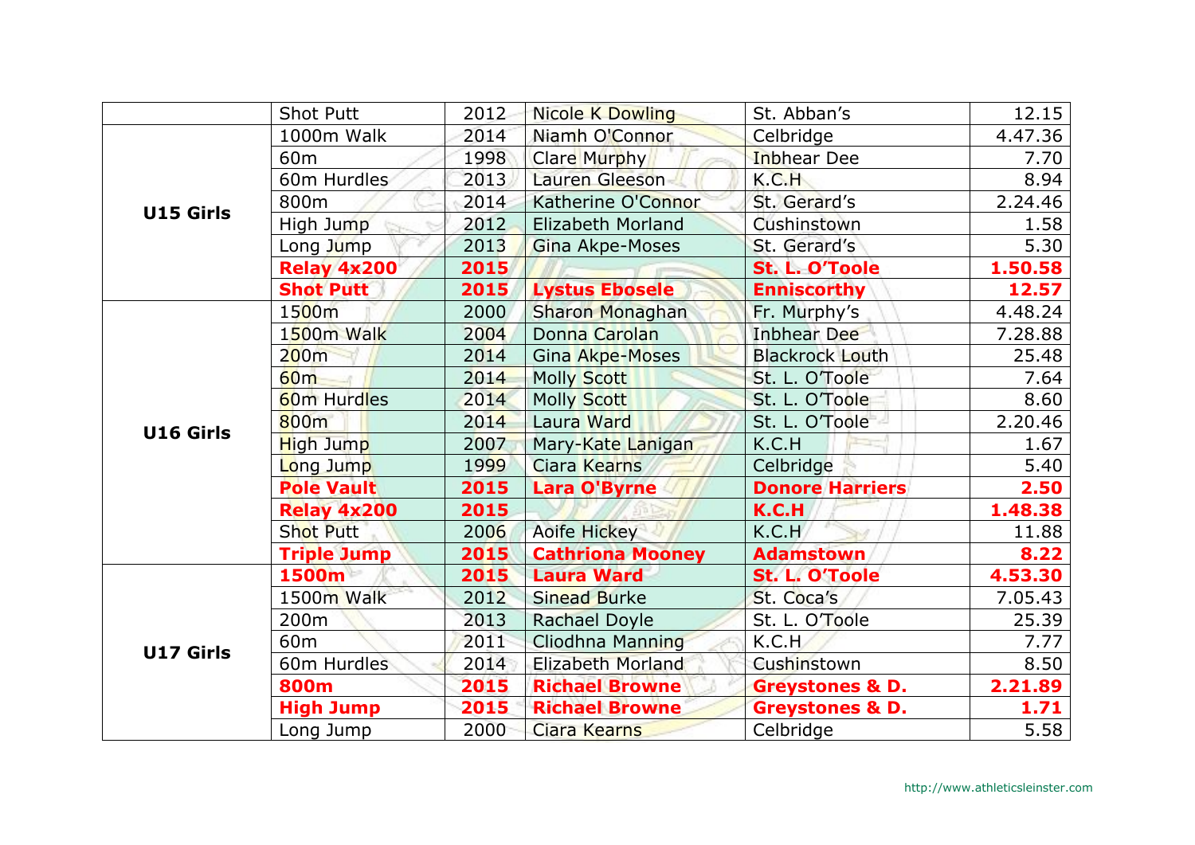| | | | | | |
|---|---|---|---|---|---|
| | Shot Putt | 2012 | Nicole K Dowling | St. Abban's | 12.15 |
| U15 Girls | 1000m Walk | 2014 | Niamh O'Connor | Celbridge | 4.47.36 |
| | 60m | 1998 | Clare Murphy | Inbhear Dee | 7.70 |
| | 60m Hurdles | 2013 | Lauren Gleeson | K.C.H | 8.94 |
| | 800m | 2014 | Katherine O'Connor | St. Gerard's | 2.24.46 |
| | High Jump | 2012 | Elizabeth Morland | Cushinstown | 1.58 |
| | Long Jump | 2013 | Gina Akpe-Moses | St. Gerard's | 5.30 |
| | **Relay 4x200** | **2015** | | **St. L. O'Toole** | **1.50.58** |
| | **Shot Putt** | **2015** | **Lystus Ebosele** | **Enniscorthy** | **12.57** |
| U16 Girls | 1500m | 2000 | Sharon Monaghan | Fr. Murphy's | 4.48.24 |
| | 1500m Walk | 2004 | Donna Carolan | Inbhear Dee | 7.28.88 |
| | 200m | 2014 | Gina Akpe-Moses | Blackrock Louth | 25.48 |
| | 60m | 2014 | Molly Scott | St. L. O'Toole | 7.64 |
| | 60m Hurdles | 2014 | Molly Scott | St. L. O'Toole | 8.60 |
| | 800m | 2014 | Laura Ward | St. L. O'Toole | 2.20.46 |
| | High Jump | 2007 | Mary-Kate Lanigan | K.C.H | 1.67 |
| | Long Jump | 1999 | Ciara Kearns | Celbridge | 5.40 |
| | **Pole Vault** | **2015** | **Lara O'Byrne** | **Donore Harriers** | **2.50** |
| | **Relay 4x200** | **2015** | | **K.C.H** | **1.48.38** |
| | Shot Putt | 2006 | Aoife Hickey | K.C.H | 11.88 |
| | **Triple Jump** | **2015** | **Cathriona Mooney** | **Adamstown** | **8.22** |
| U17 Girls | **1500m** | **2015** | **Laura Ward** | **St. L. O'Toole** | **4.53.30** |
| | 1500m Walk | 2012 | Sinead Burke | St. Coca's | 7.05.43 |
| | 200m | 2013 | Rachael Doyle | St. L. O'Toole | 25.39 |
| | 60m | 2011 | Cliodhna Manning | K.C.H | 7.77 |
| | 60m Hurdles | 2014 | Elizabeth Morland | Cushinstown | 8.50 |
| | **800m** | **2015** | **Richael Browne** | **Greystones & D.** | **2.21.89** |
| | **High Jump** | **2015** | **Richael Browne** | **Greystones & D.** | **1.71** |
| | Long Jump | 2000 | Ciara Kearns | Celbridge | 5.58 |

http://www.athleticsleinster.com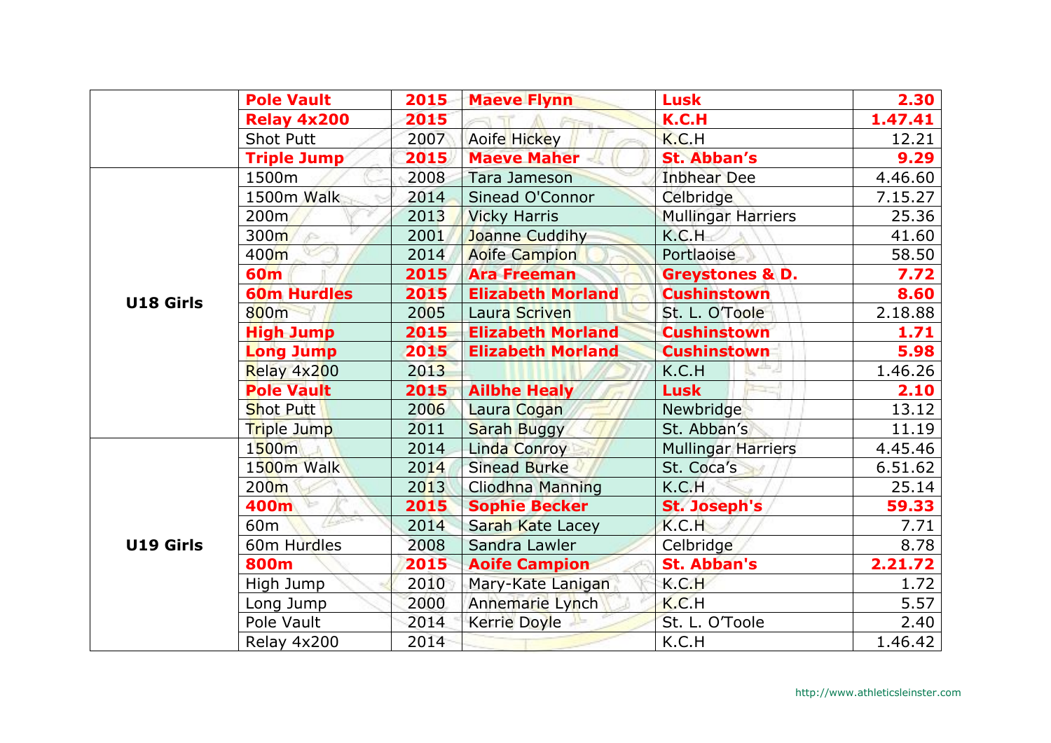| | | | | | |
|---|---|---|---|---|---|
| | **Pole Vault** | **2015** | **Maeve Flynn** | **Lusk** | **2.30** |
| | **Relay 4x200** | **2015** | | **K.C.H** | **1.47.41** |
| | Shot Putt | 2007 | Aoife Hickey | K.C.H | 12.21 |
| | **Triple Jump** | **2015** | **Maeve Maher** | **St. Abban's** | **9.29** |
| **U18 Girls** | 1500m | 2008 | Tara Jameson | Inbhear Dee | 4.46.60 |
| | 1500m Walk | 2014 | Sinead O'Connor | Celbridge | 7.15.27 |
| | 200m | 2013 | Vicky Harris | Mullingar Harriers | 25.36 |
| | 300m | 2001 | Joanne Cuddihy | K.C.H | 41.60 |
| | 400m | 2014 | Aoife Campion | Portlaoise | 58.50 |
| | **60m** | **2015** | **Ara Freeman** | **Greystones & D.** | **7.72** |
| | **60m Hurdles** | **2015** | **Elizabeth Morland** | **Cushinstown** | **8.60** |
| | 800m | 2005 | Laura Scriven | St. L. O'Toole | 2.18.88 |
| | **High Jump** | **2015** | **Elizabeth Morland** | **Cushinstown** | **1.71** |
| | **Long Jump** | **2015** | **Elizabeth Morland** | **Cushinstown** | **5.98** |
| | Relay 4x200 | 2013 | | K.C.H | 1.46.26 |
| | **Pole Vault** | **2015** | **Ailbhe Healy** | **Lusk** | **2.10** |
| | Shot Putt | 2006 | Laura Cogan | Newbridge | 13.12 |
| | Triple Jump | 2011 | Sarah Buggy | St. Abban's | 11.19 |
| **U19 Girls** | 1500m | 2014 | Linda Conroy | Mullingar Harriers | 4.45.46 |
| | 1500m Walk | 2014 | Sinead Burke | St. Coca's | 6.51.62 |
| | 200m | 2013 | Cliodhna Manning | K.C.H | 25.14 |
| | **400m** | **2015** | **Sophie Becker** | **St. Joseph's** | **59.33** |
| | 60m | 2014 | Sarah Kate Lacey | K.C.H | 7.71 |
| | 60m Hurdles | 2008 | Sandra Lawler | Celbridge | 8.78 |
| | **800m** | **2015** | **Aoife Campion** | **St. Abban's** | **2.21.72** |
| | High Jump | 2010 | Mary-Kate Lanigan | K.C.H | 1.72 |
| | Long Jump | 2000 | Annemarie Lynch | K.C.H | 5.57 |
| | Pole Vault | 2014 | Kerrie Doyle | St. L. O'Toole | 2.40 |
| | Relay 4x200 | 2014 | | K.C.H | 1.46.42 |

http://www.athleticsleinster.com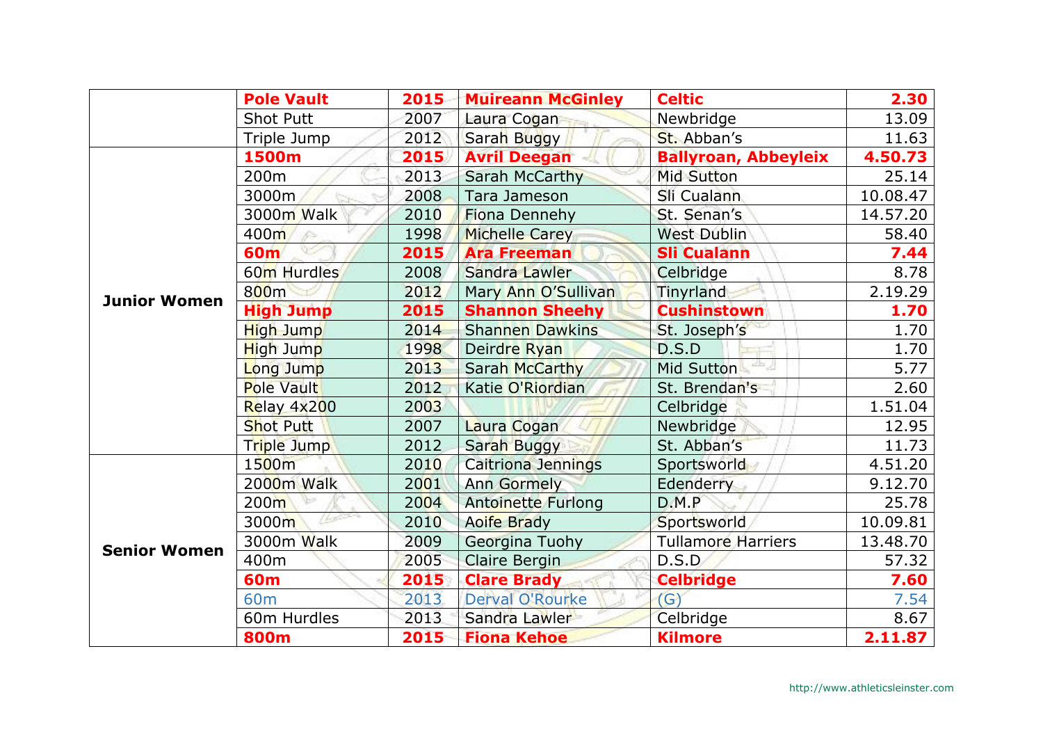| | | | | | |
|---|---|---|---|---|---|
| | **Pole Vault** | **2015** | **Muireann McGinley** | **Celtic** | **2.30** |
| | Shot Putt | 2007 | Laura Cogan | Newbridge | 13.09 |
| | Triple Jump | 2012 | Sarah Buggy | St. Abban's | 11.63 |
| **Junior Women** | **1500m** | **2015** | **Avril Deegan** | **Ballyroan, Abbeyleix** | **4.50.73** |
| | 200m | 2013 | Sarah McCarthy | Mid Sutton | 25.14 |
| | 3000m | 2008 | Tara Jameson | Sli Cualann | 10.08.47 |
| | 3000m Walk | 2010 | Fiona Dennehy | St. Senan's | 14.57.20 |
| | 400m | 1998 | Michelle Carey | West Dublin | 58.40 |
| | **60m** | **2015** | **Ara Freeman** | **Sli Cualann** | **7.44** |
| | 60m Hurdles | 2008 | Sandra Lawler | Celbridge | 8.78 |
| | 800m | 2012 | Mary Ann O'Sullivan | Tinyrland | 2.19.29 |
| | **High Jump** | **2015** | **Shannon Sheehy** | **Cushinstown** | **1.70** |
| | High Jump | 2014 | Shannen Dawkins | St. Joseph's | 1.70 |
| | High Jump | 1998 | Deirdre Ryan | D.S.D | 1.70 |
| | Long Jump | 2013 | Sarah McCarthy | Mid Sutton | 5.77 |
| | Pole Vault | 2012 | Katie O'Riordian | St. Brendan's | 2.60 |
| | Relay 4x200 | 2003 | | Celbridge | 1.51.04 |
| | Shot Putt | 2007 | Laura Cogan | Newbridge | 12.95 |
| | Triple Jump | 2012 | Sarah Buggy | St. Abban's | 11.73 |
| **Senior Women** | 1500m | 2010 | Caitriona Jennings | Sportsworld | 4.51.20 |
| | 2000m Walk | 2001 | Ann Gormely | Edenderry | 9.12.70 |
| | 200m | 2004 | Antoinette Furlong | D.M.P | 25.78 |
| | 3000m | 2010 | Aoife Brady | Sportsworld | 10.09.81 |
| | 3000m Walk | 2009 | Georgina Tuohy | Tullamore Harriers | 13.48.70 |
| | 400m | 2005 | Claire Bergin | D.S.D | 57.32 |
| | **60m** | **2015** | **Clare Brady** | **Celbridge** | **7.60** |
| | 60m | 2013 | Derval O'Rourke | (G) | 7.54 |
| | 60m Hurdles | 2013 | Sandra Lawler | Celbridge | 8.67 |
| | **800m** | **2015** | **Fiona Kehoe** | **Kilmore** | **2.11.87** |

http://www.athleticsleinster.com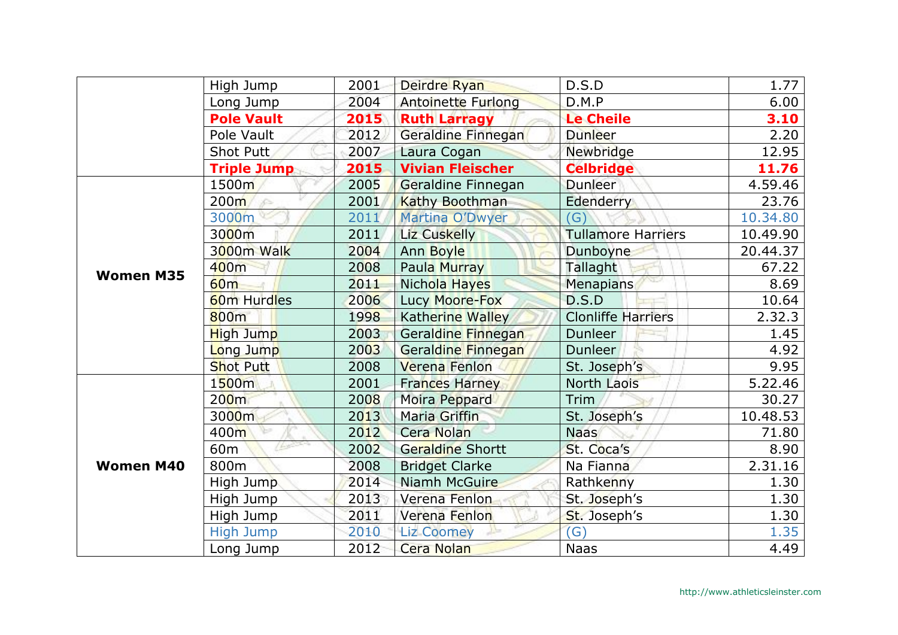| | | | | | |
|---|---|---|---|---|---|
| | High Jump | 2001 | Deirdre Ryan | D.S.D | 1.77 |
| | Long Jump | 2004 | Antoinette Furlong | D.M.P | 6.00 |
| | **Pole Vault** | **2015** | **Ruth Larragy** | **Le Cheile** | **3.10** |
| | Pole Vault | 2012 | Geraldine Finnegan | Dunleer | 2.20 |
| | Shot Putt | 2007 | Laura Cogan | Newbridge | 12.95 |
| | **Triple Jump** | **2015** | **Vivian Fleischer** | **Celbridge** | **11.76** |
| **Women M35** | 1500m | 2005 | Geraldine Finnegan | Dunleer | 4.59.46 |
| | 200m | 2001 | Kathy Boothman | Edenderry | 23.76 |
| | 3000m | 2011 | Martina O'Dwyer | (G) | 10.34.80 |
| | 3000m | 2011 | Liz Cuskelly | Tullamore Harriers | 10.49.90 |
| | 3000m Walk | 2004 | Ann Boyle | Dunboyne | 20.44.37 |
| | 400m | 2008 | Paula Murray | Tallaght | 67.22 |
| | 60m | 2011 | Nichola Hayes | Menapians | 8.69 |
| | 60m Hurdles | 2006 | Lucy Moore-Fox | D.S.D | 10.64 |
| | 800m | 1998 | Katherine Walley | Clonliffe Harriers | 2.32.3 |
| | High Jump | 2003 | Geraldine Finnegan | Dunleer | 1.45 |
| | Long Jump | 2003 | Geraldine Finnegan | Dunleer | 4.92 |
| | Shot Putt | 2008 | Verena Fenlon | St. Joseph's | 9.95 |
| **Women M40** | 1500m | 2001 | Frances Harney | North Laois | 5.22.46 |
| | 200m | 2008 | Moira Peppard | Trim | 30.27 |
| | 3000m | 2013 | Maria Griffin | St. Joseph's | 10.48.53 |
| | 400m | 2012 | Cera Nolan | Naas | 71.80 |
| | 60m | 2002 | Geraldine Shortt | St. Coca's | 8.90 |
| | 800m | 2008 | Bridget Clarke | Na Fianna | 2.31.16 |
| | High Jump | 2014 | Niamh McGuire | Rathkenny | 1.30 |
| | High Jump | 2013 | Verena Fenlon | St. Joseph's | 1.30 |
| | High Jump | 2011 | Verena Fenlon | St. Joseph's | 1.30 |
| | High Jump | 2010 | Liz Coomey | (G) | 1.35 |
| | Long Jump | 2012 | Cera Nolan | Naas | 4.49 |

http://www.athleticsleinster.com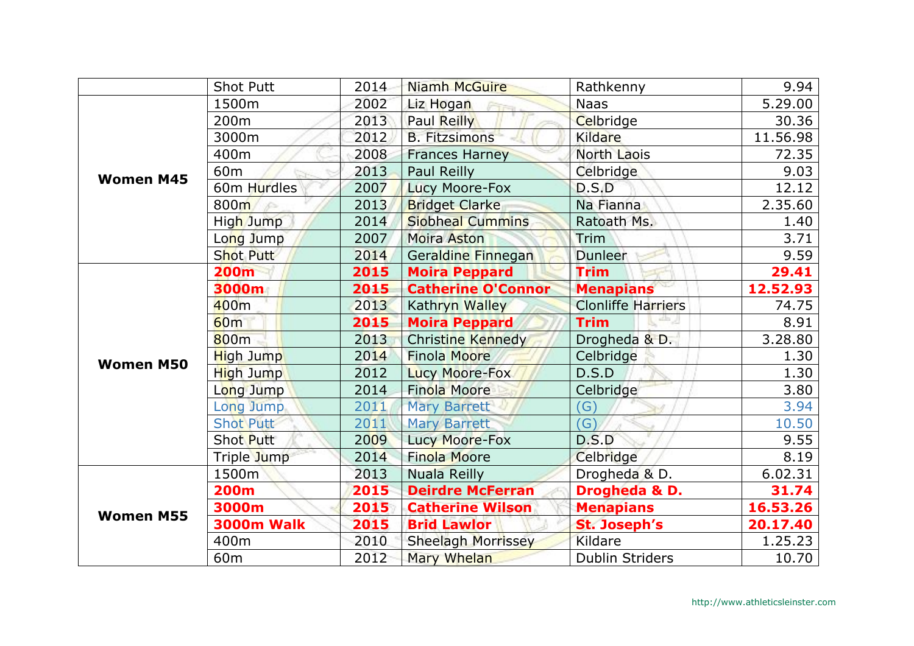| | Shot Putt | 2014 | Niamh McGuire | Rathkenny | 9.94 |
|---|---|---|---|---|---|
| **Women M45** | 1500m | 2002 | Liz Hogan | Naas | 5.29.00 |
| | 200m | 2013 | Paul Reilly | Celbridge | 30.36 |
| | 3000m | 2012 | B. Fitzsimons | Kildare | 11.56.98 |
| | 400m | 2008 | Frances Harney | North Laois | 72.35 |
| | 60m | 2013 | Paul Reilly | Celbridge | 9.03 |
| | 60m Hurdles | 2007 | Lucy Moore-Fox | D.S.D | 12.12 |
| | 800m | 2013 | Bridget Clarke | Na Fianna | 2.35.60 |
| | High Jump | 2014 | Siobheal Cummins | Ratoath Ms. | 1.40 |
| | Long Jump | 2007 | Moira Aston | Trim | 3.71 |
| | Shot Putt | 2014 | Geraldine Finnegan | Dunleer | 9.59 |
| **Women M50** | **200m** | **2015** | **Moira Peppard** | **Trim** | **29.41** |
| | **3000m** | **2015** | **Catherine O'Connor** | **Menapians** | **12.52.93** |
| | 400m | 2013 | Kathryn Walley | Clonliffe Harriers | 74.75 |
| | **60m** | **2015** | **Moira Peppard** | **Trim** | **8.91** |
| | 800m | 2013 | Christine Kennedy | Drogheda & D. | 3.28.80 |
| | High Jump | 2014 | Finola Moore | Celbridge | 1.30 |
| | High Jump | 2012 | Lucy Moore-Fox | D.S.D | 1.30 |
| | Long Jump | 2014 | Finola Moore | Celbridge | 3.80 |
| | Long Jump | 2011 | Mary Barrett | (G) | 3.94 |
| | Shot Putt | 2011 | Mary Barrett | (G) | 10.50 |
| | Shot Putt | 2009 | Lucy Moore-Fox | D.S.D | 9.55 |
| | Triple Jump | 2014 | Finola Moore | Celbridge | 8.19 |
| **Women M55** | 1500m | 2013 | Nuala Reilly | Drogheda & D. | 6.02.31 |
| | **200m** | **2015** | **Deirdre McFerran** | **Drogheda & D.** | **31.74** |
| | **3000m** | **2015** | **Catherine Wilson** | **Menapians** | **16.53.26** |
| | **3000m Walk** | **2015** | **Brid Lawlor** | **St. Joseph's** | **20.17.40** |
| | 400m | 2010 | Sheelagh Morrissey | Kildare | 1.25.23 |
| | 60m | 2012 | Mary Whelan | Dublin Striders | 10.70 |

http://www.athleticsleinster.com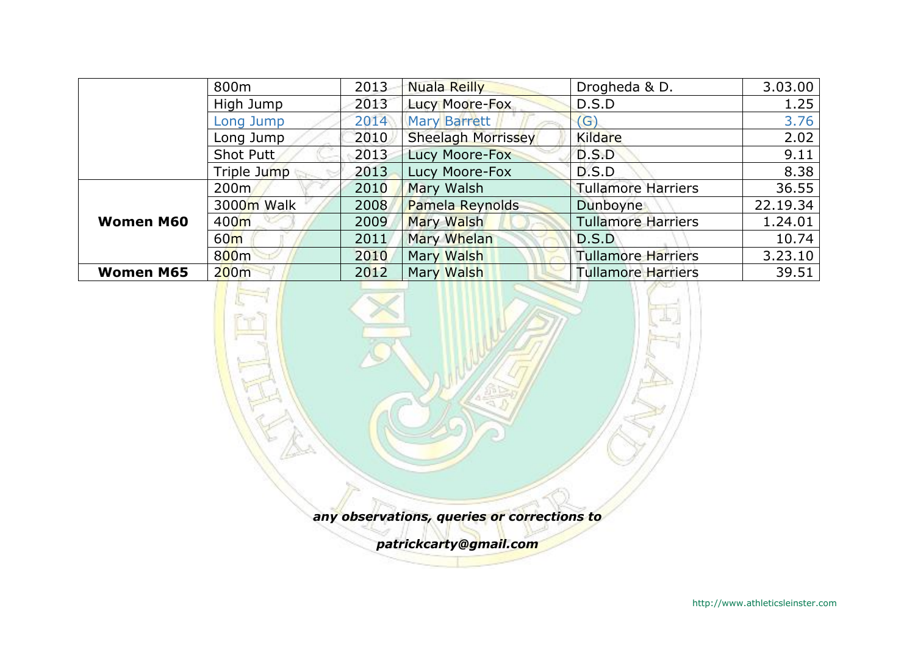| | | | | | |
|---|---|---|---|---|---|
| | 800m | 2013 | Nuala Reilly | Drogheda & D. | 3.03.00 |
| | High Jump | 2013 | Lucy Moore-Fox | D.S.D | 1.25 |
| | Long Jump | 2014 | Mary Barrett | (G) | 3.76 |
| | Long Jump | 2010 | Sheelagh Morrissey | Kildare | 2.02 |
| | Shot Putt | 2013 | Lucy Moore-Fox | D.S.D | 9.11 |
| | Triple Jump | 2013 | Lucy Moore-Fox | D.S.D | 8.38 |
| **Women M60** | 200m | 2010 | Mary Walsh | Tullamore Harriers | 36.55 |
| | 3000m Walk | 2008 | Pamela Reynolds | Dunboyne | 22.19.34 |
| | 400m | 2009 | Mary Walsh | Tullamore Harriers | 1.24.01 |
| | 60m | 2011 | Mary Whelan | D.S.D | 10.74 |
| | 800m | 2010 | Mary Walsh | Tullamore Harriers | 3.23.10 |
| **Women M65** | 200m | 2012 | Mary Walsh | Tullamore Harriers | 39.51 |

***any observations, queries or corrections to***

***patrickcarty@gmail.com***

http://www.athleticsleinster.com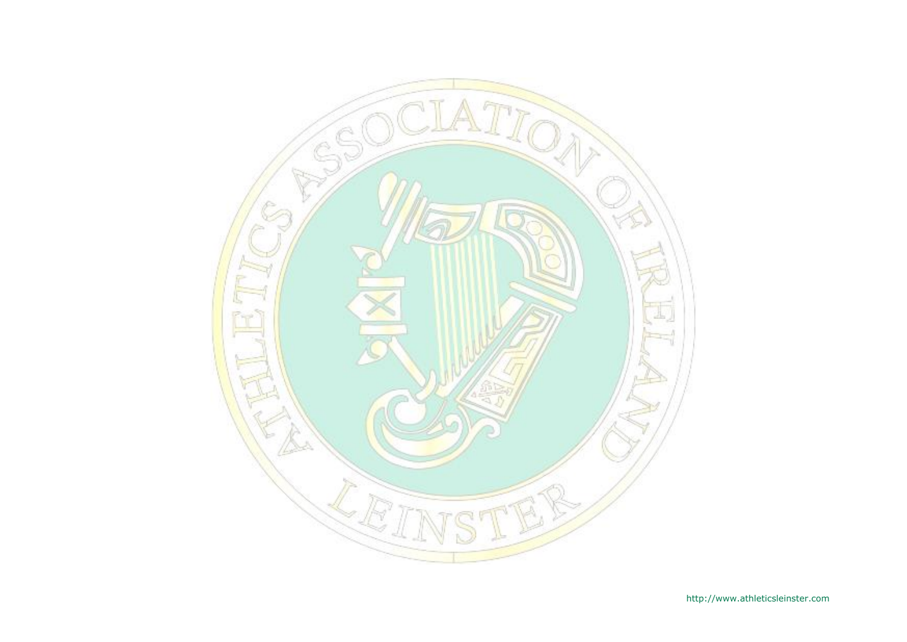ATHLETICS ASSOCIATION OF IRELAND

LEINSTER

http://www.athleticsleinster.com